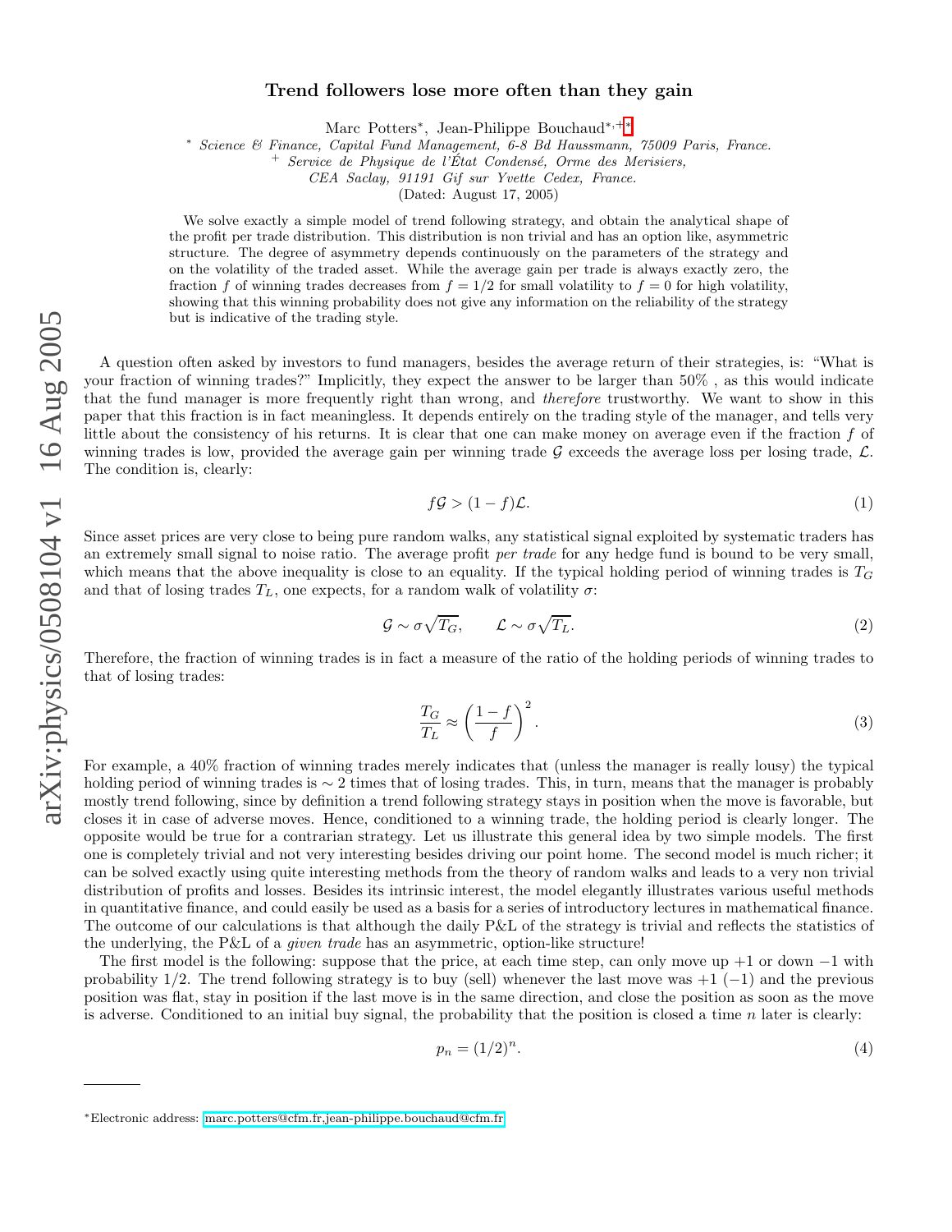# Trend followers lose more often than they gain

Marc Potters*, Jean-Philippe Bouchaud*,+*

\* *Science & Finance, Capital Fund Management, 6-8 Bd Haussmann, 75009 Paris, France.*
\+ *Service de Physique de l'État Condensé, Orme des Merisiers, CEA Saclay, 91191 Gif sur Yvette Cedex, France.*

(Dated: August 17, 2005)

We solve exactly a simple model of trend following strategy, and obtain the analytical shape of the profit per trade distribution. This distribution is non trivial and has an option like, asymmetric structure. The degree of asymmetry depends continuously on the parameters of the strategy and on the volatility of the traded asset. While the average gain per trade is always exactly zero, the fraction $f$ of winning trades decreases from $f = 1/2$ for small volatility to $f = 0$ for high volatility, showing that this winning probability does not give any information on the reliability of the strategy but is indicative of the trading style.

A question often asked by investors to fund managers, besides the average return of their strategies, is: "What is your fraction of winning trades?" Implicitly, they expect the answer to be larger than 50% , as this would indicate that the fund manager is more frequently right than wrong, and *therefore* trustworthy. We want to show in this paper that this fraction is in fact meaningless. It depends entirely on the trading style of the manager, and tells very little about the consistency of his returns. It is clear that one can make money on average even if the fraction $f$ of winning trades is low, provided the average gain per winning trade $\mathcal{G}$ exceeds the average loss per losing trade, $\mathcal{L}$. The condition is, clearly:

$$f\mathcal{G} > (1-f)\mathcal{L}. \tag{1}$$

Since asset prices are very close to being pure random walks, any statistical signal exploited by systematic traders has an extremely small signal to noise ratio. The average profit *per trade* for any hedge fund is bound to be very small, which means that the above inequality is close to an equality. If the typical holding period of winning trades is $T_G$ and that of losing trades $T_L$, one expects, for a random walk of volatility $\sigma$:

$$\mathcal{G} \sim \sigma\sqrt{T_G}, \qquad \mathcal{L} \sim \sigma\sqrt{T_L}. \tag{2}$$

Therefore, the fraction of winning trades is in fact a measure of the ratio of the holding periods of winning trades to that of losing trades:

$$\frac{T_G}{T_L} \approx \left(\frac{1-f}{f}\right)^2. \tag{3}$$

For example, a 40% fraction of winning trades merely indicates that (unless the manager is really lousy) the typical holding period of winning trades is $\sim 2$ times that of losing trades. This, in turn, means that the manager is probably mostly trend following, since by definition a trend following strategy stays in position when the move is favorable, but closes it in case of adverse moves. Hence, conditioned to a winning trade, the holding period is clearly longer. The opposite would be true for a contrarian strategy. Let us illustrate this general idea by two simple models. The first one is completely trivial and not very interesting besides driving our point home. The second model is much richer; it can be solved exactly using quite interesting methods from the theory of random walks and leads to a very non trivial distribution of profits and losses. Besides its intrinsic interest, the model elegantly illustrates various useful methods in quantitative finance, and could easily be used as a basis for a series of introductory lectures in mathematical finance. The outcome of our calculations is that although the daily P&L of the strategy is trivial and reflects the statistics of the underlying, the P&L of a *given trade* has an asymmetric, option-like structure!

The first model is the following: suppose that the price, at each time step, can only move up $+1$ or down $-1$ with probability $1/2$. The trend following strategy is to buy (sell) whenever the last move was $+1$ $(-1)$ and the previous position was flat, stay in position if the last move is in the same direction, and close the position as soon as the move is adverse. Conditioned to an initial buy signal, the probability that the position is closed a time $n$ later is clearly:

$$p_n = (1/2)^n. \tag{4}$$

---

\*Electronic address: marc.potters@cfm.fr,jean-philippe.bouchaud@cfm.fr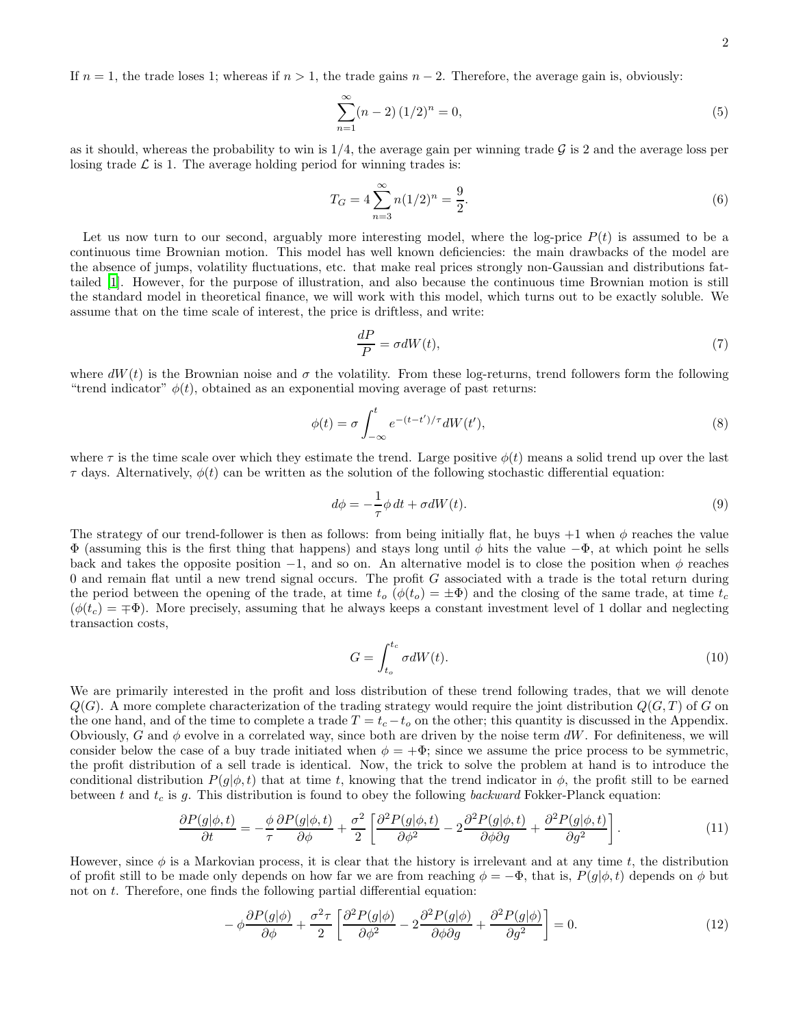If $n = 1$, the trade loses 1; whereas if $n > 1$, the trade gains $n - 2$. Therefore, the average gain is, obviously:

$$\sum_{n=1}^{\infty} (n-2)\,(1/2)^n = 0, \tag{5}$$

as it should, whereas the probability to win is $1/4$, the average gain per winning trade $\mathcal{G}$ is 2 and the average loss per losing trade $\mathcal{L}$ is 1. The average holding period for winning trades is:

$$T_G = 4 \sum_{n=3}^{\infty} n (1/2)^n = \frac{9}{2}. \tag{6}$$

Let us now turn to our second, arguably more interesting model, where the log-price $P(t)$ is assumed to be a continuous time Brownian motion. This model has well known deficiencies: the main drawbacks of the model are the absence of jumps, volatility fluctuations, etc. that make real prices strongly non-Gaussian and distributions fat-tailed [1]. However, for the purpose of illustration, and also because the continuous time Brownian motion is still the standard model in theoretical finance, we will work with this model, which turns out to be exactly soluble. We assume that on the time scale of interest, the price is driftless, and write:

$$\frac{dP}{P} = \sigma dW(t), \tag{7}$$

where $dW(t)$ is the Brownian noise and $\sigma$ the volatility. From these log-returns, trend followers form the following "trend indicator" $\phi(t)$, obtained as an exponential moving average of past returns:

$$\phi(t) = \sigma \int_{-\infty}^{t} e^{-(t-t')/\tau} dW(t'), \tag{8}$$

where $\tau$ is the time scale over which they estimate the trend. Large positive $\phi(t)$ means a solid trend up over the last $\tau$ days. Alternatively, $\phi(t)$ can be written as the solution of the following stochastic differential equation:

$$d\phi = -\frac{1}{\tau}\phi\, dt + \sigma dW(t). \tag{9}$$

The strategy of our trend-follower is then as follows: from being initially flat, he buys $+1$ when $\phi$ reaches the value $\Phi$ (assuming this is the first thing that happens) and stays long until $\phi$ hits the value $-\Phi$, at which point he sells back and takes the opposite position $-1$, and so on. An alternative model is to close the position when $\phi$ reaches 0 and remain flat until a new trend signal occurs. The profit $G$ associated with a trade is the total return during the period between the opening of the trade, at time $t_o$ ($\phi(t_o) = \pm\Phi$) and the closing of the same trade, at time $t_c$ ($\phi(t_c) = \mp\Phi$). More precisely, assuming that he always keeps a constant investment level of 1 dollar and neglecting transaction costs,

$$G = \int_{t_o}^{t_c} \sigma dW(t). \tag{10}$$

We are primarily interested in the profit and loss distribution of these trend following trades, that we will denote $Q(G)$. A more complete characterization of the trading strategy would require the joint distribution $Q(G,T)$ of $G$ on the one hand, and of the time to complete a trade $T = t_c - t_o$ on the other; this quantity is discussed in the Appendix. Obviously, $G$ and $\phi$ evolve in a correlated way, since both are driven by the noise term $dW$. For definiteness, we will consider below the case of a buy trade initiated when $\phi = +\Phi$; since we assume the price process to be symmetric, the profit distribution of a sell trade is identical. Now, the trick to solve the problem at hand is to introduce the conditional distribution $P(g|\phi,t)$ that at time $t$, knowing that the trend indicator in $\phi$, the profit still to be earned between $t$ and $t_c$ is $g$. This distribution is found to obey the following *backward* Fokker-Planck equation:

$$\frac{\partial P(g|\phi,t)}{\partial t} = -\frac{\phi}{\tau}\frac{\partial P(g|\phi,t)}{\partial \phi} + \frac{\sigma^2}{2}\left[\frac{\partial^2 P(g|\phi,t)}{\partial \phi^2} - 2\frac{\partial^2 P(g|\phi,t)}{\partial \phi \partial g} + \frac{\partial^2 P(g|\phi,t)}{\partial g^2}\right]. \tag{11}$$

However, since $\phi$ is a Markovian process, it is clear that the history is irrelevant and at any time $t$, the distribution of profit still to be made only depends on how far we are from reaching $\phi = -\Phi$, that is, $P(g|\phi,t)$ depends on $\phi$ but not on $t$. Therefore, one finds the following partial differential equation:

$$-\phi\frac{\partial P(g|\phi)}{\partial \phi} + \frac{\sigma^2\tau}{2}\left[\frac{\partial^2 P(g|\phi)}{\partial \phi^2} - 2\frac{\partial^2 P(g|\phi)}{\partial \phi \partial g} + \frac{\partial^2 P(g|\phi)}{\partial g^2}\right] = 0. \tag{12}$$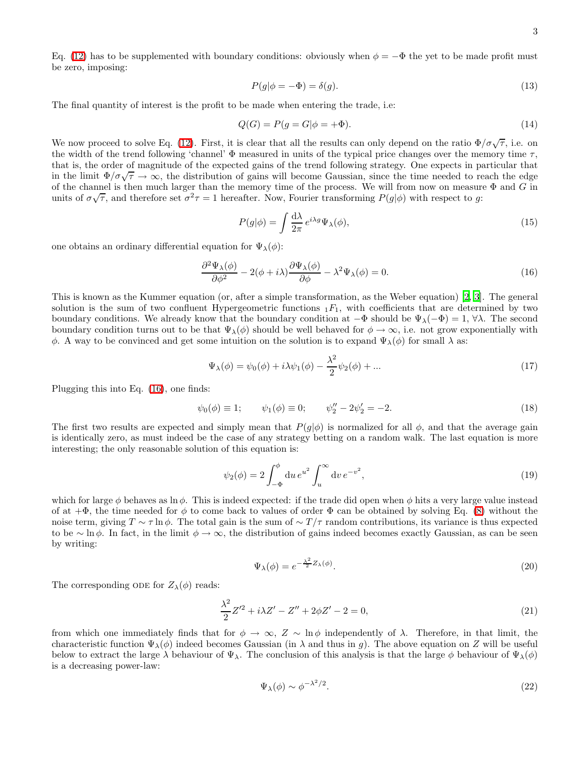Eq. (12) has to be supplemented with boundary conditions: obviously when $\phi = -\Phi$ the yet to be made profit must be zero, imposing:

$$P(g|\phi = -\Phi) = \delta(g). \tag{13}$$

The final quantity of interest is the profit to be made when entering the trade, i.e:

$$Q(G) = P(g = G|\phi = +\Phi). \tag{14}$$

We now proceed to solve Eq. (12). First, it is clear that all the results can only depend on the ratio $\Phi/\sigma\sqrt{\tau}$, i.e. on the width of the trend following 'channel' $\Phi$ measured in units of the typical price changes over the memory time $\tau$, that is, the order of magnitude of the expected gains of the trend following strategy. One expects in particular that in the limit $\Phi/\sigma\sqrt{\tau} \to \infty$, the distribution of gains will become Gaussian, since the time needed to reach the edge of the channel is then much larger than the memory time of the process. We will from now on measure $\Phi$ and $G$ in units of $\sigma\sqrt{\tau}$, and therefore set $\sigma^2\tau = 1$ hereafter. Now, Fourier transforming $P(g|\phi)$ with respect to $g$:

$$P(g|\phi) = \int \frac{\mathrm{d}\lambda}{2\pi}\, e^{i\lambda g}\Psi_\lambda(\phi), \tag{15}$$

one obtains an ordinary differential equation for $\Psi_\lambda(\phi)$:

$$\frac{\partial^2 \Psi_\lambda(\phi)}{\partial \phi^2} - 2(\phi + i\lambda)\frac{\partial \Psi_\lambda(\phi)}{\partial \phi} - \lambda^2 \Psi_\lambda(\phi) = 0. \tag{16}$$

This is known as the Kummer equation (or, after a simple transformation, as the Weber equation) [2, 3]. The general solution is the sum of two confluent Hypergeometric functions ${}_1F_1$, with coefficients that are determined by two boundary conditions. We already know that the boundary condition at $-\Phi$ should be $\Psi_\lambda(-\Phi) = 1$, $\forall \lambda$. The second boundary condition turns out to be that $\Psi_\lambda(\phi)$ should be well behaved for $\phi \to \infty$, i.e. not grow exponentially with $\phi$. A way to be convinced and get some intuition on the solution is to expand $\Psi_\lambda(\phi)$ for small $\lambda$ as:

$$\Psi_\lambda(\phi) = \psi_0(\phi) + i\lambda\psi_1(\phi) - \frac{\lambda^2}{2}\psi_2(\phi) + ... \tag{17}$$

Plugging this into Eq. (16), one finds:

$$\psi_0(\phi) \equiv 1; \qquad \psi_1(\phi) \equiv 0; \qquad \psi_2'' - 2\psi_2' = -2. \tag{18}$$

The first two results are expected and simply mean that $P(g|\phi)$ is normalized for all $\phi$, and that the average gain is identically zero, as must indeed be the case of any strategy betting on a random walk. The last equation is more interesting; the only reasonable solution of this equation is:

$$\psi_2(\phi) = 2\int_{-\Phi}^{\phi} \mathrm{d}u\, e^{u^2} \int_u^\infty \mathrm{d}v\, e^{-v^2}, \tag{19}$$

which for large $\phi$ behaves as $\ln \phi$. This is indeed expected: if the trade did open when $\phi$ hits a very large value instead of at $+\Phi$, the time needed for $\phi$ to come back to values of order $\Phi$ can be obtained by solving Eq. (8) without the noise term, giving $T \sim \tau \ln \phi$. The total gain is the sum of $\sim T/\tau$ random contributions, its variance is thus expected to be $\sim \ln \phi$. In fact, in the limit $\phi \to \infty$, the distribution of gains indeed becomes exactly Gaussian, as can be seen by writing:

$$\Psi_\lambda(\phi) = e^{-\frac{\lambda^2}{2}Z_\lambda(\phi)}. \tag{20}$$

The corresponding ODE for $Z_\lambda(\phi)$ reads:

$$\frac{\lambda^2}{2}Z'^2 + i\lambda Z' - Z'' + 2\phi Z' - 2 = 0, \tag{21}$$

from which one immediately finds that for $\phi \to \infty$, $Z \sim \ln \phi$ independently of $\lambda$. Therefore, in that limit, the characteristic function $\Psi_\lambda(\phi)$ indeed becomes Gaussian (in $\lambda$ and thus in $g$). The above equation on $Z$ will be useful below to extract the large $\lambda$ behaviour of $\Psi_\lambda$. The conclusion of this analysis is that the large $\phi$ behaviour of $\Psi_\lambda(\phi)$ is a decreasing power-law:

$$\Psi_\lambda(\phi) \sim \phi^{-\lambda^2/2}. \tag{22}$$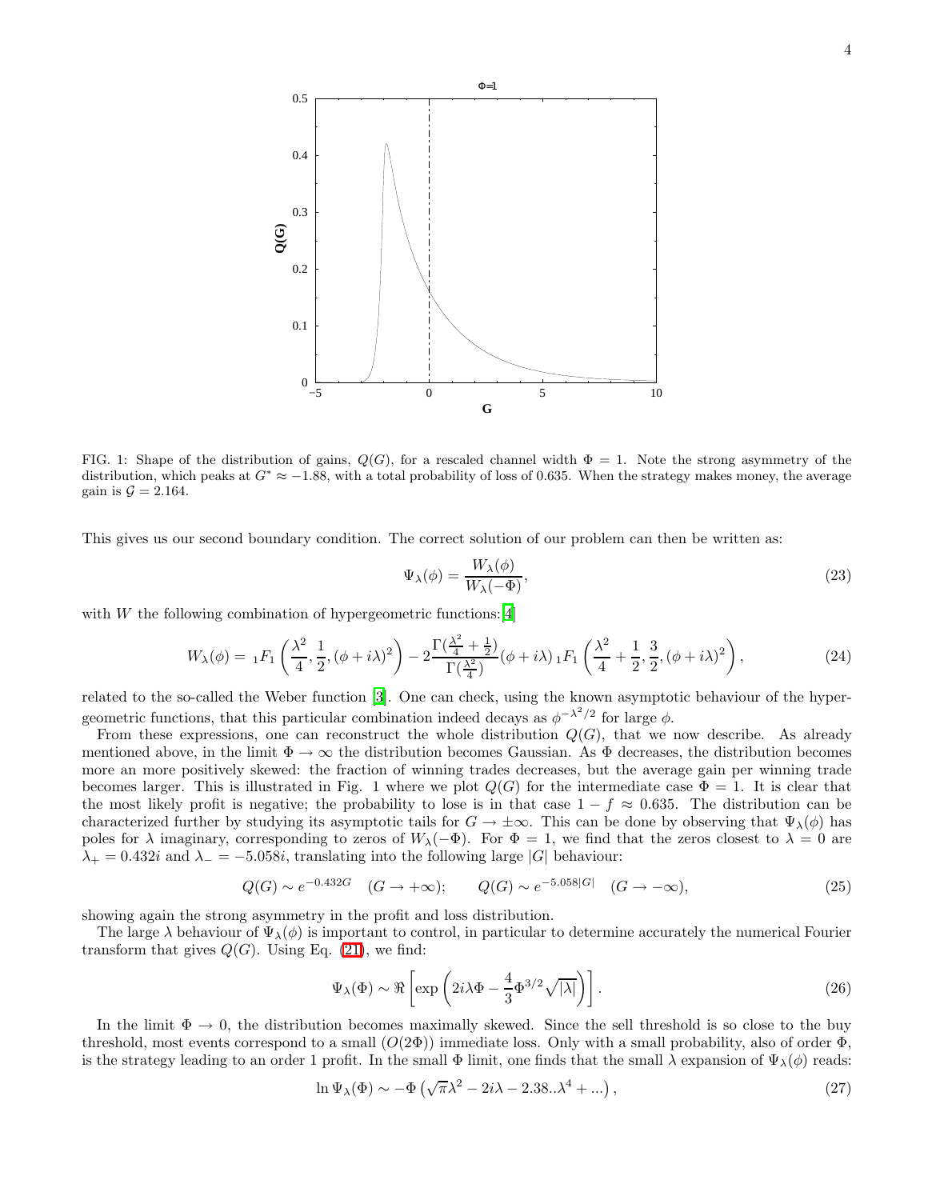FIG. 1: Shape of the distribution of gains, $Q(G)$, for a rescaled channel width $\Phi = 1$. Note the strong asymmetry of the distribution, which peaks at $G^* \approx -1.88$, with a total probability of loss of 0.635. When the strategy makes money, the average gain is $\mathcal{G} = 2.164$.

This gives us our second boundary condition. The correct solution of our problem can then be written as:

$$\Psi_\lambda(\phi) = \frac{W_\lambda(\phi)}{W_\lambda(-\Phi)}, \tag{23}$$

with $W$ the following combination of hypergeometric functions:[4]

$$W_\lambda(\phi) = {}_1F_1\left(\frac{\lambda^2}{4}, \frac{1}{2}, (\phi + i\lambda)^2\right) - 2\frac{\Gamma(\frac{\lambda^2}{4} + \frac{1}{2})}{\Gamma(\frac{\lambda^2}{4})}(\phi + i\lambda)\, {}_1F_1\left(\frac{\lambda^2}{4} + \frac{1}{2}, \frac{3}{2}, (\phi + i\lambda)^2\right), \tag{24}$$

related to the so-called the Weber function [3]. One can check, using the known asymptotic behaviour of the hypergeometric functions, that this particular combination indeed decays as $\phi^{-\lambda^2/2}$ for large $\phi$.

From these expressions, one can reconstruct the whole distribution $Q(G)$, that we now describe. As already mentioned above, in the limit $\Phi \to \infty$ the distribution becomes Gaussian. As $\Phi$ decreases, the distribution becomes more an more positively skewed: the fraction of winning trades decreases, but the average gain per winning trade becomes larger. This is illustrated in Fig. 1 where we plot $Q(G)$ for the intermediate case $\Phi = 1$. It is clear that the most likely profit is negative; the probability to lose is in that case $1 - f \approx 0.635$. The distribution can be characterized further by studying its asymptotic tails for $G \to \pm\infty$. This can be done by observing that $\Psi_\lambda(\phi)$ has poles for $\lambda$ imaginary, corresponding to zeros of $W_\lambda(-\Phi)$. For $\Phi = 1$, we find that the zeros closest to $\lambda = 0$ are $\lambda_+ = 0.432i$ and $\lambda_- = -5.058i$, translating into the following large $|G|$ behaviour:

$$Q(G) \sim e^{-0.432G} \quad (G \to +\infty); \qquad Q(G) \sim e^{-5.058|G|} \quad (G \to -\infty), \tag{25}$$

showing again the strong asymmetry in the profit and loss distribution.

The large $\lambda$ behaviour of $\Psi_\lambda(\phi)$ is important to control, in particular to determine accurately the numerical Fourier transform that gives $Q(G)$. Using Eq. (21), we find:

$$\Psi_\lambda(\Phi) \sim \Re\left[\exp\left(2i\lambda\Phi - \frac{4}{3}\Phi^{3/2}\sqrt{|\lambda|}\right)\right]. \tag{26}$$

In the limit $\Phi \to 0$, the distribution becomes maximally skewed. Since the sell threshold is so close to the buy threshold, most events correspond to a small ($O(2\Phi)$) immediate loss. Only with a small probability, also of order $\Phi$, is the strategy leading to an order 1 profit. In the small $\Phi$ limit, one finds that the small $\lambda$ expansion of $\Psi_\lambda(\phi)$ reads:

$$\ln \Psi_\lambda(\Phi) \sim -\Phi\left(\sqrt{\pi}\lambda^2 - 2i\lambda - 2.38..\lambda^4 + ...\right), \tag{27}$$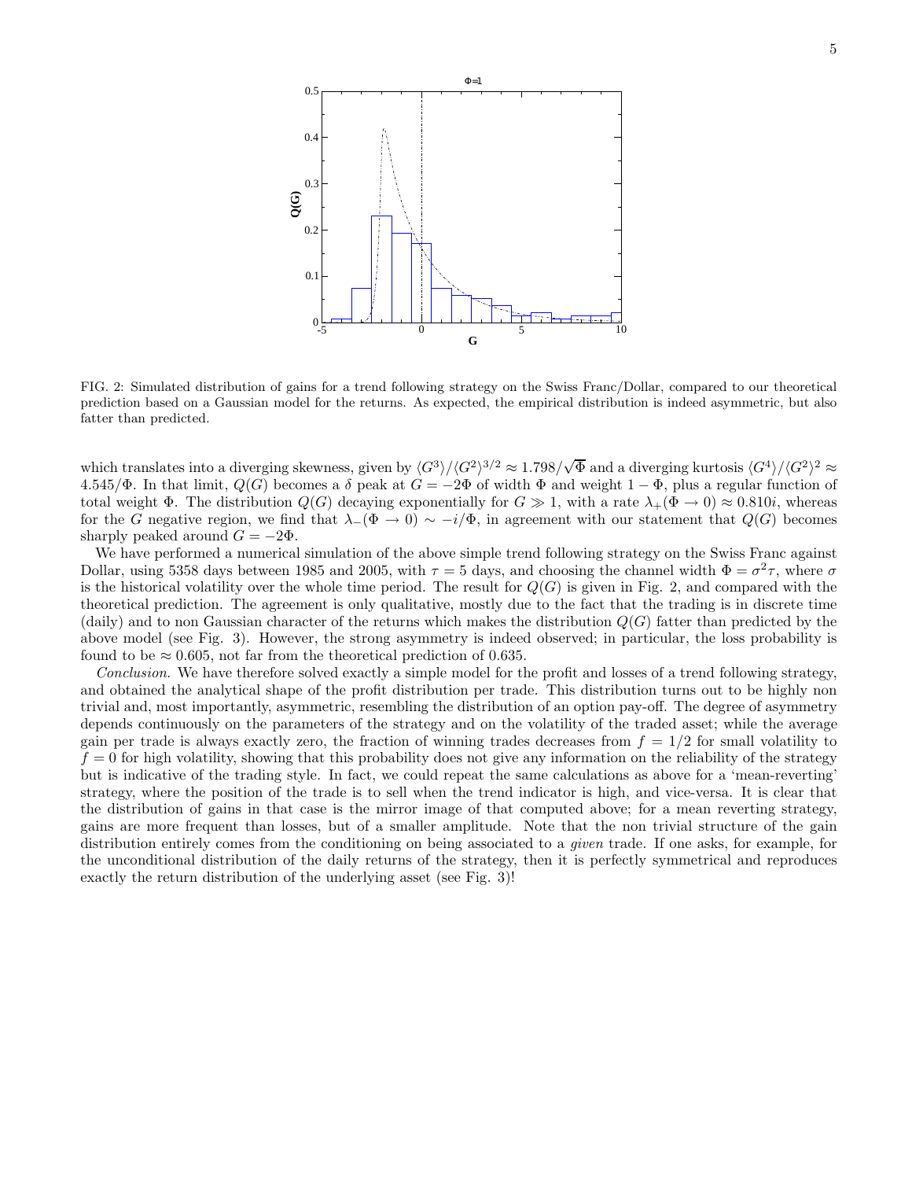FIG. 2: Simulated distribution of gains for a trend following strategy on the Swiss Franc/Dollar, compared to our theoretical prediction based on a Gaussian model for the returns. As expected, the empirical distribution is indeed asymmetric, but also fatter than predicted.

which translates into a diverging skewness, given by $\langle G^3 \rangle / \langle G^2 \rangle^{3/2} \approx 1.798/\sqrt{\Phi}$ and a diverging kurtosis $\langle G^4 \rangle / \langle G^2 \rangle^2 \approx 4.545/\Phi$. In that limit, $Q(G)$ becomes a $\delta$ peak at $G = -2\Phi$ of width $\Phi$ and weight $1 - \Phi$, plus a regular function of total weight $\Phi$. The distribution $Q(G)$ decaying exponentially for $G \gg 1$, with a rate $\lambda_+(\Phi \to 0) \approx 0.810i$, whereas for the $G$ negative region, we find that $\lambda_-(\Phi \to 0) \sim -i/\Phi$, in agreement with our statement that $Q(G)$ becomes sharply peaked around $G = -2\Phi$.

We have performed a numerical simulation of the above simple trend following strategy on the Swiss Franc against Dollar, using 5358 days between 1985 and 2005, with $\tau = 5$ days, and choosing the channel width $\Phi = \sigma^2 \tau$, where $\sigma$ is the historical volatility over the whole time period. The result for $Q(G)$ is given in Fig. 2, and compared with the theoretical prediction. The agreement is only qualitative, mostly due to the fact that the trading is in discrete time (daily) and to non Gaussian character of the returns which makes the distribution $Q(G)$ fatter than predicted by the above model (see Fig. 3). However, the strong asymmetry is indeed observed; in particular, the loss probability is found to be $\approx 0.605$, not far from the theoretical prediction of 0.635.

*Conclusion.* We have therefore solved exactly a simple model for the profit and losses of a trend following strategy, and obtained the analytical shape of the profit distribution per trade. This distribution turns out to be highly non trivial and, most importantly, asymmetric, resembling the distribution of an option pay-off. The degree of asymmetry depends continuously on the parameters of the strategy and on the volatility of the traded asset; while the average gain per trade is always exactly zero, the fraction of winning trades decreases from $f = 1/2$ for small volatility to $f = 0$ for high volatility, showing that this probability does not give any information on the reliability of the strategy but is indicative of the trading style. In fact, we could repeat the same calculations as above for a 'mean-reverting' strategy, where the position of the trade is to sell when the trend indicator is high, and vice-versa. It is clear that the distribution of gains in that case is the mirror image of that computed above; for a mean reverting strategy, gains are more frequent than losses, but of a smaller amplitude. Note that the non trivial structure of the gain distribution entirely comes from the conditioning on being associated to a *given* trade. If one asks, for example, for the unconditional distribution of the daily returns of the strategy, then it is perfectly symmetrical and reproduces exactly the return distribution of the underlying asset (see Fig. 3)!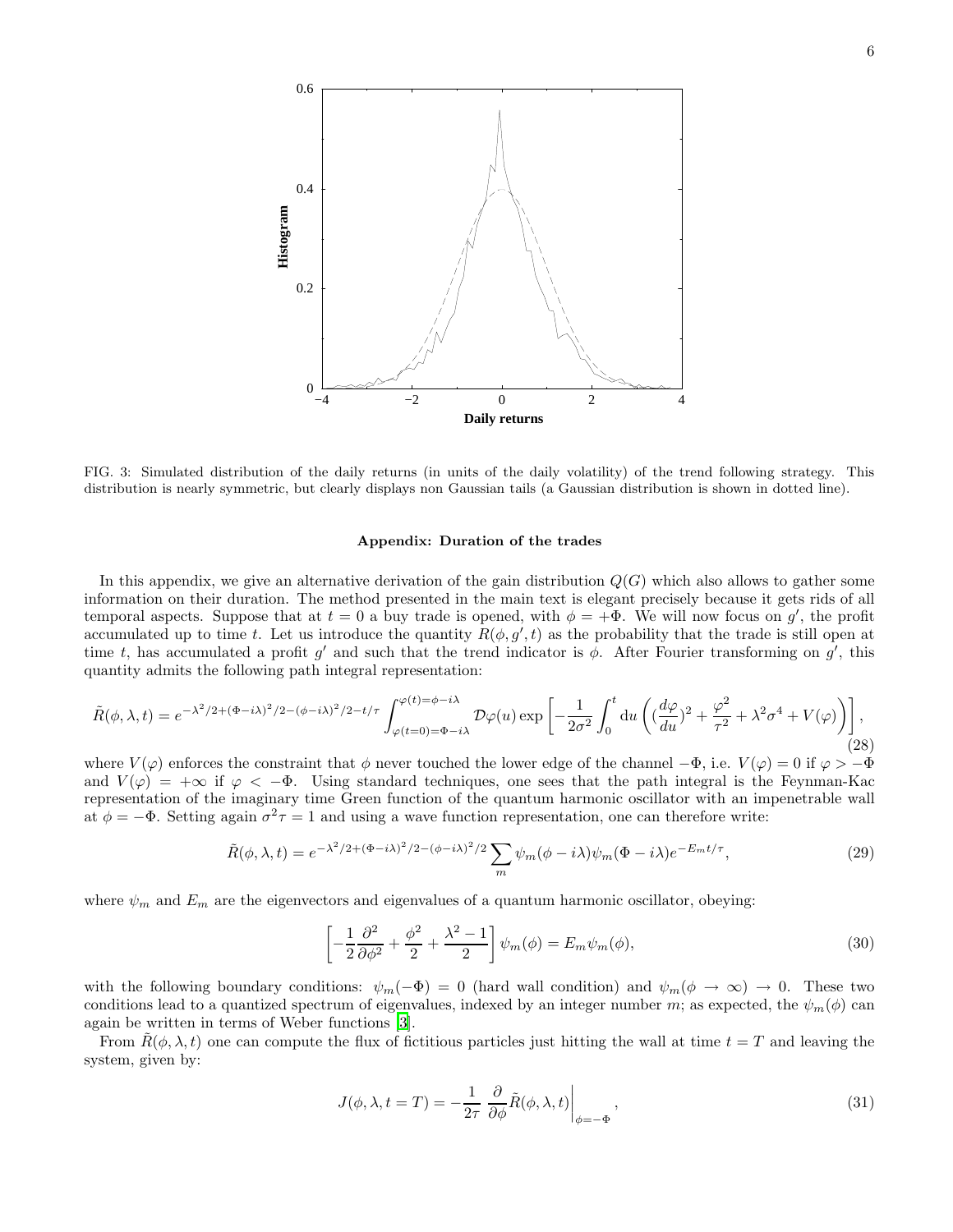FIG. 3: Simulated distribution of the daily returns (in units of the daily volatility) of the trend following strategy. This distribution is nearly symmetric, but clearly displays non Gaussian tails (a Gaussian distribution is shown in dotted line).

## Appendix: Duration of the trades

In this appendix, we give an alternative derivation of the gain distribution $Q(G)$ which also allows to gather some information on their duration. The method presented in the main text is elegant precisely because it gets rids of all temporal aspects. Suppose that at $t = 0$ a buy trade is opened, with $\phi = +\Phi$. We will now focus on $g'$, the profit accumulated up to time $t$. Let us introduce the quantity $R(\phi, g', t)$ as the probability that the trade is still open at time $t$, has accumulated a profit $g'$ and such that the trend indicator is $\phi$. After Fourier transforming on $g'$, this quantity admits the following path integral representation:

$$\tilde{R}(\phi, \lambda, t) = e^{-\lambda^2/2+(\Phi-i\lambda)^2/2-(\phi-i\lambda)^2/2-t/\tau} \int_{\varphi(t=0)=\Phi-i\lambda}^{\varphi(t)=\phi-i\lambda} \mathcal{D}\varphi(u) \exp\left[-\frac{1}{2\sigma^2}\int_0^t \mathrm{d}u \left( (\frac{d\varphi}{du})^2 + \frac{\varphi^2}{\tau^2} + \lambda^2\sigma^4 + V(\varphi)\right)\right], \tag{28}$$

where $V(\varphi)$ enforces the constraint that $\phi$ never touched the lower edge of the channel $-\Phi$, i.e. $V(\varphi) = 0$ if $\varphi > -\Phi$ and $V(\varphi) = +\infty$ if $\varphi < -\Phi$. Using standard techniques, one sees that the path integral is the Feynman-Kac representation of the imaginary time Green function of the quantum harmonic oscillator with an impenetrable wall at $\phi = -\Phi$. Setting again $\sigma^2\tau = 1$ and using a wave function representation, one can therefore write:

$$\tilde{R}(\phi, \lambda, t) = e^{-\lambda^2/2+(\Phi-i\lambda)^2/2-(\phi-i\lambda)^2/2} \sum_m \psi_m(\phi - i\lambda)\psi_m(\Phi - i\lambda)e^{-E_m t/\tau}, \tag{29}$$

where $\psi_m$ and $E_m$ are the eigenvectors and eigenvalues of a quantum harmonic oscillator, obeying:

$$\left[-\frac{1}{2}\frac{\partial^2}{\partial\phi^2} + \frac{\phi^2}{2} + \frac{\lambda^2 - 1}{2}\right]\psi_m(\phi) = E_m\psi_m(\phi), \tag{30}$$

with the following boundary conditions: $\psi_m(-\Phi) = 0$ (hard wall condition) and $\psi_m(\phi \to \infty) \to 0$. These two conditions lead to a quantized spectrum of eigenvalues, indexed by an integer number $m$; as expected, the $\psi_m(\phi)$ can again be written in terms of Weber functions [3].

From $\tilde{R}(\phi, \lambda, t)$ one can compute the flux of fictitious particles just hitting the wall at time $t = T$ and leaving the system, given by:

$$J(\phi, \lambda, t = T) = -\frac{1}{2\tau} \left.\frac{\partial}{\partial\phi}\tilde{R}(\phi, \lambda, t)\right|_{\phi=-\Phi}, \tag{31}$$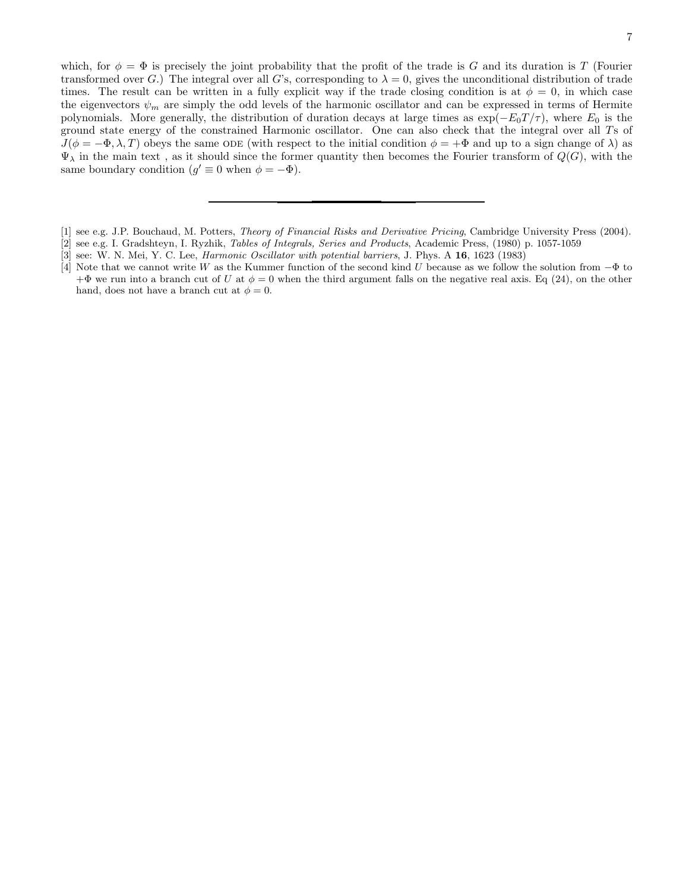which, for $\phi = \Phi$ is precisely the joint probability that the profit of the trade is $G$ and its duration is $T$ (Fourier transformed over $G$.) The integral over all $G$'s, corresponding to $\lambda = 0$, gives the unconditional distribution of trade times. The result can be written in a fully explicit way if the trade closing condition is at $\phi = 0$, in which case the eigenvectors $\psi_m$ are simply the odd levels of the harmonic oscillator and can be expressed in terms of Hermite polynomials. More generally, the distribution of duration decays at large times as $\exp(-E_0 T/\tau)$, where $E_0$ is the ground state energy of the constrained Harmonic oscillator. One can also check that the integral over all $T$s of $J(\phi = -\Phi, \lambda, T)$ obeys the same ODE (with respect to the initial condition $\phi = +\Phi$ and up to a sign change of $\lambda$) as $\Psi_\lambda$ in the main text , as it should since the former quantity then becomes the Fourier transform of $Q(G)$, with the same boundary condition ($g' \equiv 0$ when $\phi = -\Phi$).

---

[1] see e.g. J.P. Bouchaud, M. Potters, *Theory of Financial Risks and Derivative Pricing*, Cambridge University Press (2004).

[2] see e.g. I. Gradshteyn, I. Ryzhik, *Tables of Integrals, Series and Products*, Academic Press, (1980) p. 1057-1059

[3] see: W. N. Mei, Y. C. Lee, *Harmonic Oscillator with potential barriers*, J. Phys. A **16**, 1623 (1983)

[4] Note that we cannot write $W$ as the Kummer function of the second kind $U$ because as we follow the solution from $-\Phi$ to $+\Phi$ we run into a branch cut of $U$ at $\phi = 0$ when the third argument falls on the negative real axis. Eq (24), on the other hand, does not have a branch cut at $\phi = 0$.